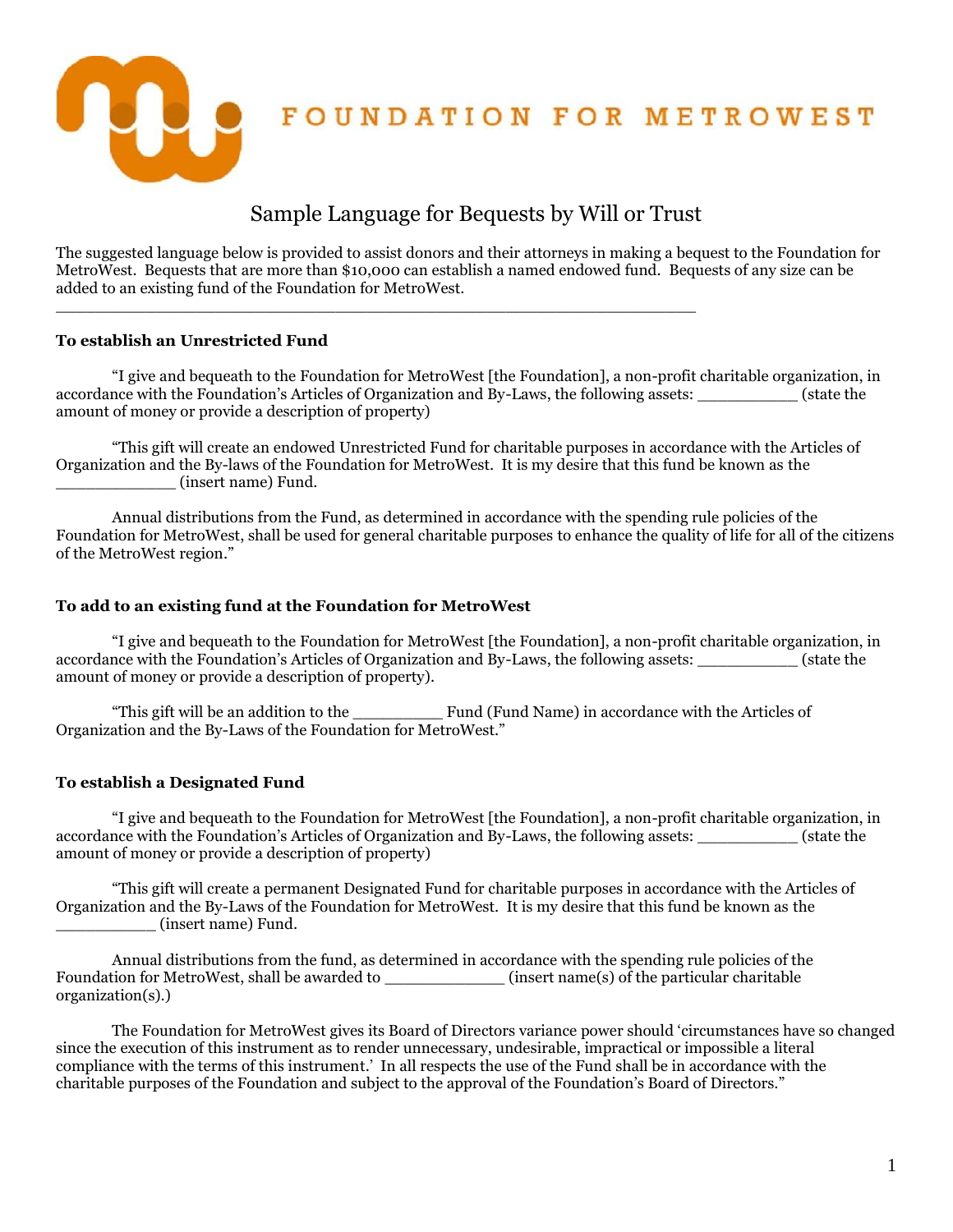FOUNDATION FOR METROWEST

# Sample Language for Bequests by Will or Trust

The suggested language below is provided to assist donors and their attorneys in making a bequest to the Foundation for MetroWest. Bequests that are more than $10,000 can establish a named endowed fund. Bequests of any size can be added to an existing fund of the Foundation for MetroWest.

---

### To establish an Unrestricted Fund

"I give and bequeath to the Foundation for MetroWest [the Foundation], a non-profit charitable organization, in accordance with the Foundation's Articles of Organization and By-Laws, the following assets: __________ (state the amount of money or provide a description of property)

"This gift will create an endowed Unrestricted Fund for charitable purposes in accordance with the Articles of Organization and the By-laws of the Foundation for MetroWest. It is my desire that this fund be known as the ____________ (insert name) Fund.

Annual distributions from the Fund, as determined in accordance with the spending rule policies of the Foundation for MetroWest, shall be used for general charitable purposes to enhance the quality of life for all of the citizens of the MetroWest region."

### To add to an existing fund at the Foundation for MetroWest

"I give and bequeath to the Foundation for MetroWest [the Foundation], a non-profit charitable organization, in accordance with the Foundation's Articles of Organization and By-Laws, the following assets: __________ (state the amount of money or provide a description of property).

"This gift will be an addition to the _________ Fund (Fund Name) in accordance with the Articles of Organization and the By-Laws of the Foundation for MetroWest."

### To establish a Designated Fund

"I give and bequeath to the Foundation for MetroWest [the Foundation], a non-profit charitable organization, in accordance with the Foundation's Articles of Organization and By-Laws, the following assets: __________ (state the amount of money or provide a description of property)

"This gift will create a permanent Designated Fund for charitable purposes in accordance with the Articles of Organization and the By-Laws of the Foundation for MetroWest. It is my desire that this fund be known as the __________ (insert name) Fund.

Annual distributions from the fund, as determined in accordance with the spending rule policies of the Foundation for MetroWest, shall be awarded to ____________ (insert name(s) of the particular charitable organization(s).)

The Foundation for MetroWest gives its Board of Directors variance power should 'circumstances have so changed since the execution of this instrument as to render unnecessary, undesirable, impractical or impossible a literal compliance with the terms of this instrument.' In all respects the use of the Fund shall be in accordance with the charitable purposes of the Foundation and subject to the approval of the Foundation's Board of Directors."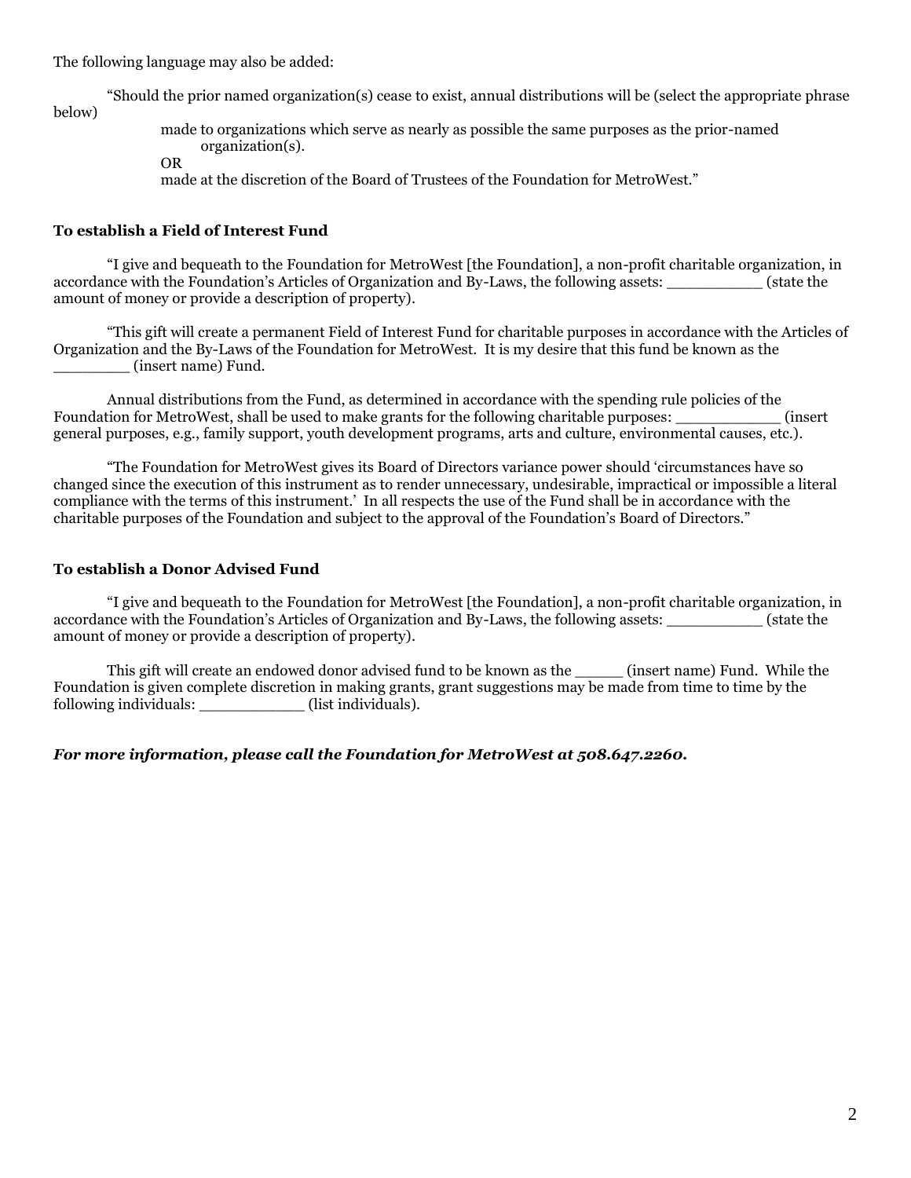The following language may also be added:

"Should the prior named organization(s) cease to exist, annual distributions will be (select the appropriate phrase below)

made to organizations which serve as nearly as possible the same purposes as the prior-named organization(s).

OR

made at the discretion of the Board of Trustees of the Foundation for MetroWest."

**To establish a Field of Interest Fund**

"I give and bequeath to the Foundation for MetroWest [the Foundation], a non-profit charitable organization, in accordance with the Foundation's Articles of Organization and By-Laws, the following assets: __________ (state the amount of money or provide a description of property).

"This gift will create a permanent Field of Interest Fund for charitable purposes in accordance with the Articles of Organization and the By-Laws of the Foundation for MetroWest. It is my desire that this fund be known as the ________ (insert name) Fund.

Annual distributions from the Fund, as determined in accordance with the spending rule policies of the Foundation for MetroWest, shall be used to make grants for the following charitable purposes: ___________ (insert general purposes, e.g., family support, youth development programs, arts and culture, environmental causes, etc.).

"The Foundation for MetroWest gives its Board of Directors variance power should 'circumstances have so changed since the execution of this instrument as to render unnecessary, undesirable, impractical or impossible a literal compliance with the terms of this instrument.' In all respects the use of the Fund shall be in accordance with the charitable purposes of the Foundation and subject to the approval of the Foundation's Board of Directors."

**To establish a Donor Advised Fund**

"I give and bequeath to the Foundation for MetroWest [the Foundation], a non-profit charitable organization, in accordance with the Foundation's Articles of Organization and By-Laws, the following assets: __________ (state the amount of money or provide a description of property).

This gift will create an endowed donor advised fund to be known as the _____ (insert name) Fund. While the Foundation is given complete discretion in making grants, grant suggestions may be made from time to time by the following individuals: ___________ (list individuals).

***For more information, please call the Foundation for MetroWest at 508.647.2260.***